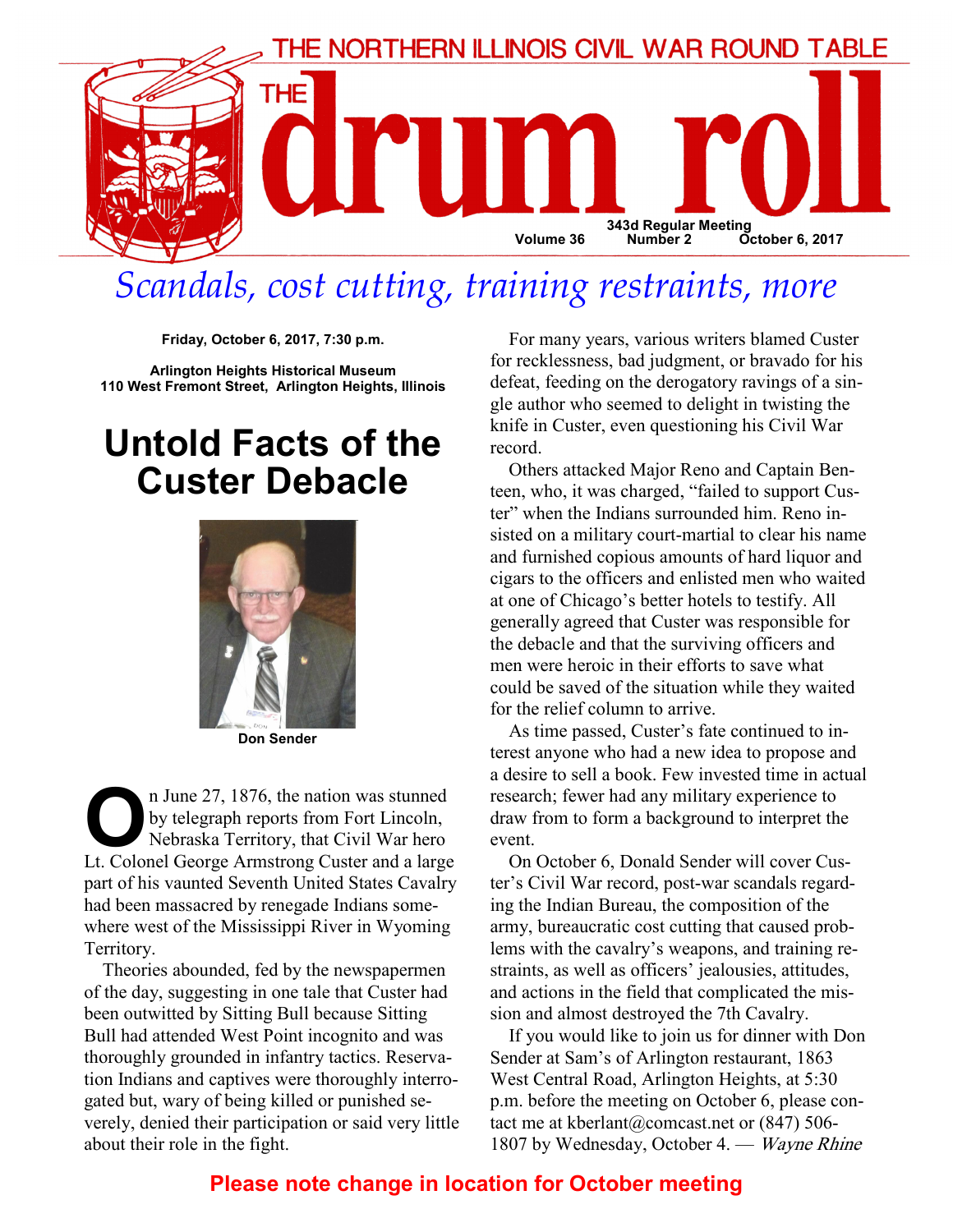THE NORTHERN ILLINOIS CIVIL WAR ROUND TABLE

# THE drum roll

343d Regular Meeting
Volume 36 Number 2 October 6, 2017

## *Scandals, cost cutting, training restraints, more*

**Friday, October 6, 2017, 7:30 p.m.**

**Arlington Heights Historical Museum**
**110 West Fremont Street, Arlington Heights, Illinois**

# Untold Facts of the Custer Debacle

**Don Sender**

On June 27, 1876, the nation was stunned by telegraph reports from Fort Lincoln, Nebraska Territory, that Civil War hero Lt. Colonel George Armstrong Custer and a large part of his vaunted Seventh United States Cavalry had been massacred by renegade Indians somewhere west of the Mississippi River in Wyoming Territory.

Theories abounded, fed by the newspapermen of the day, suggesting in one tale that Custer had been outwitted by Sitting Bull because Sitting Bull had attended West Point incognito and was thoroughly grounded in infantry tactics. Reservation Indians and captives were thoroughly interrogated but, wary of being killed or punished severely, denied their participation or said very little about their role in the fight.

For many years, various writers blamed Custer for recklessness, bad judgment, or bravado for his defeat, feeding on the derogatory ravings of a single author who seemed to delight in twisting the knife in Custer, even questioning his Civil War record.

Others attacked Major Reno and Captain Benteen, who, it was charged, "failed to support Custer" when the Indians surrounded him. Reno insisted on a military court-martial to clear his name and furnished copious amounts of hard liquor and cigars to the officers and enlisted men who waited at one of Chicago's better hotels to testify. All generally agreed that Custer was responsible for the debacle and that the surviving officers and men were heroic in their efforts to save what could be saved of the situation while they waited for the relief column to arrive.

As time passed, Custer's fate continued to interest anyone who had a new idea to propose and a desire to sell a book. Few invested time in actual research; fewer had any military experience to draw from to form a background to interpret the event.

On October 6, Donald Sender will cover Custer's Civil War record, post-war scandals regarding the Indian Bureau, the composition of the army, bureaucratic cost cutting that caused problems with the cavalry's weapons, and training restraints, as well as officers' jealousies, attitudes, and actions in the field that complicated the mission and almost destroyed the 7th Cavalry.

If you would like to join us for dinner with Don Sender at Sam's of Arlington restaurant, 1863 West Central Road, Arlington Heights, at 5:30 p.m. before the meeting on October 6, please contact me at kberlant@comcast.net or (847) 506-1807 by Wednesday, October 4. — *Wayne Rhine*

**Please note change in location for October meeting**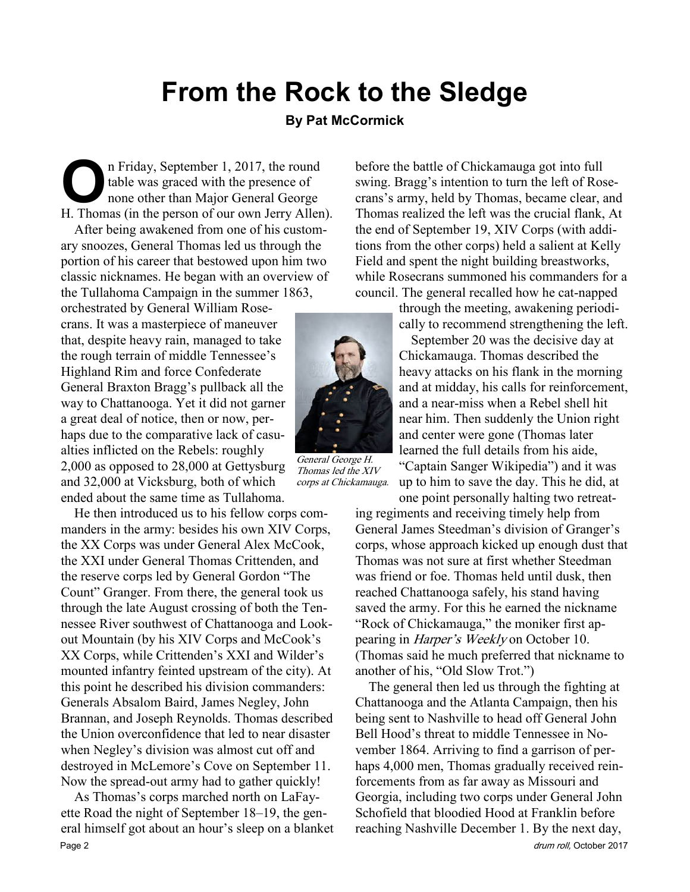# From the Rock to the Sledge

**By Pat McCormick**

On Friday, September 1, 2017, the round table was graced with the presence of none other than Major General George H. Thomas (in the person of our own Jerry Allen).

After being awakened from one of his customary snoozes, General Thomas led us through the portion of his career that bestowed upon him two classic nicknames. He began with an overview of the Tullahoma Campaign in the summer 1863, orchestrated by General William Rosecrans. It was a masterpiece of maneuver that, despite heavy rain, managed to take the rough terrain of middle Tennessee's Highland Rim and force Confederate General Braxton Bragg's pullback all the way to Chattanooga. Yet it did not garner a great deal of notice, then or now, perhaps due to the comparative lack of casualties inflicted on the Rebels: roughly 2,000 as opposed to 28,000 at Gettysburg and 32,000 at Vicksburg, both of which ended about the same time as Tullahoma.

*General George H. Thomas led the XIV corps at Chickamauga.*

He then introduced us to his fellow corps commanders in the army: besides his own XIV Corps, the XX Corps was under General Alex McCook, the XXI under General Thomas Crittenden, and the reserve corps led by General Gordon "The Count" Granger. From there, the general took us through the late August crossing of both the Tennessee River southwest of Chattanooga and Lookout Mountain (by his XIV Corps and McCook's XX Corps, while Crittenden's XXI and Wilder's mounted infantry feinted upstream of the city). At this point he described his division commanders: Generals Absalom Baird, James Negley, John Brannan, and Joseph Reynolds. Thomas described the Union overconfidence that led to near disaster when Negley's division was almost cut off and destroyed in McLemore's Cove on September 11. Now the spread-out army had to gather quickly!

As Thomas's corps marched north on LaFayette Road the night of September 18–19, the general himself got about an hour's sleep on a blanket before the battle of Chickamauga got into full swing. Bragg's intention to turn the left of Rosecrans's army, held by Thomas, became clear, and Thomas realized the left was the crucial flank, At the end of September 19, XIV Corps (with additions from the other corps) held a salient at Kelly Field and spent the night building breastworks, while Rosecrans summoned his commanders for a council. The general recalled how he cat-napped through the meeting, awakening periodically to recommend strengthening the left.

September 20 was the decisive day at Chickamauga. Thomas described the heavy attacks on his flank in the morning and at midday, his calls for reinforcement, and a near-miss when a Rebel shell hit near him. Then suddenly the Union right and center were gone (Thomas later learned the full details from his aide, "Captain Sanger Wikipedia") and it was up to him to save the day. This he did, at one point personally halting two retreating regiments and receiving timely help from General James Steedman's division of Granger's corps, whose approach kicked up enough dust that Thomas was not sure at first whether Steedman was friend or foe. Thomas held until dusk, then reached Chattanooga safely, his stand having saved the army. For this he earned the nickname "Rock of Chickamauga," the moniker first appearing in *Harper's Weekly* on October 10. (Thomas said he much preferred that nickname to another of his, "Old Slow Trot.")

The general then led us through the fighting at Chattanooga and the Atlanta Campaign, then his being sent to Nashville to head off General John Bell Hood's threat to middle Tennessee in November 1864. Arriving to find a garrison of perhaps 4,000 men, Thomas gradually received reinforcements from as far away as Missouri and Georgia, including two corps under General John Schofield that bloodied Hood at Franklin before reaching Nashville December 1. By the next day,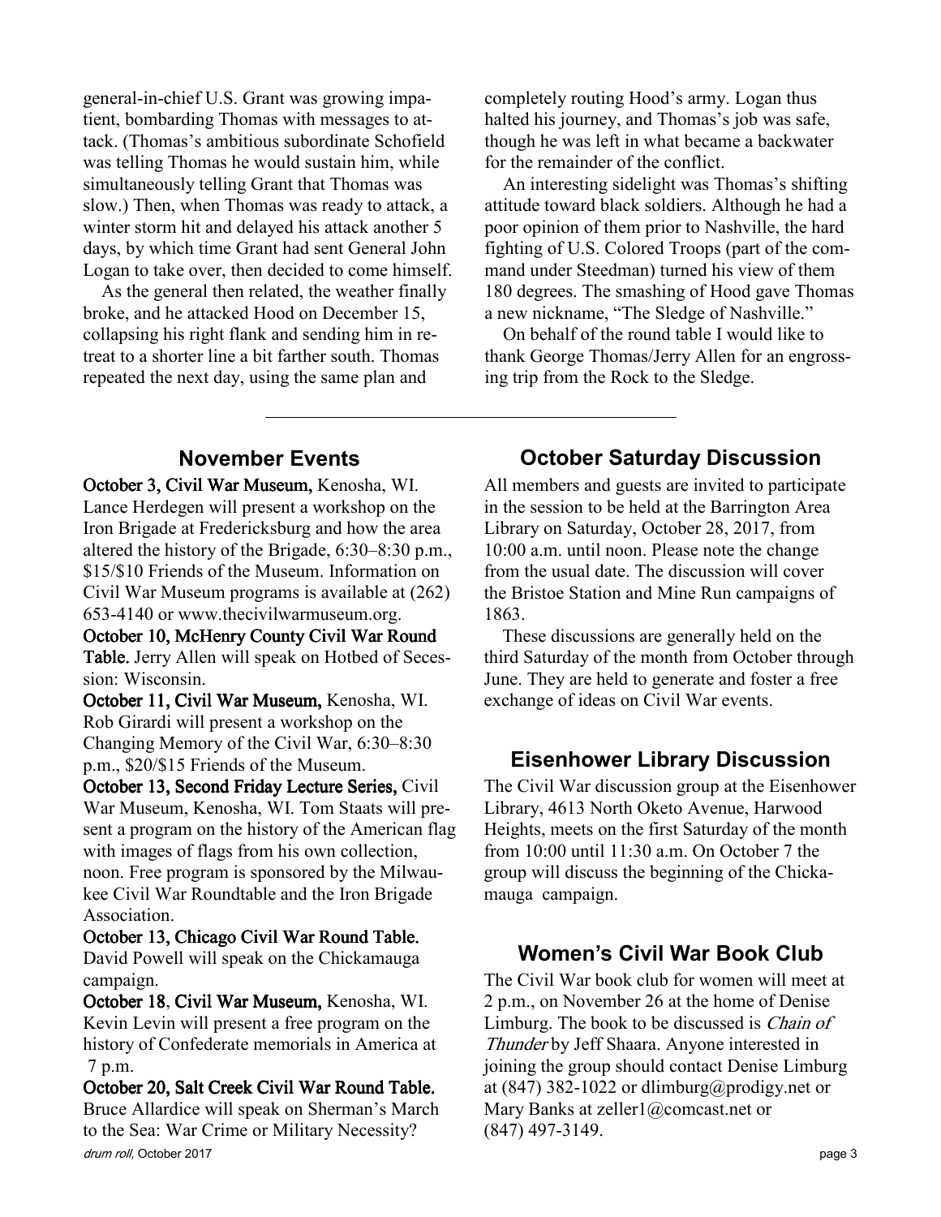general-in-chief U.S. Grant was growing impatient, bombarding Thomas with messages to attack. (Thomas's ambitious subordinate Schofield was telling Thomas he would sustain him, while simultaneously telling Grant that Thomas was slow.) Then, when Thomas was ready to attack, a winter storm hit and delayed his attack another 5 days, by which time Grant had sent General John Logan to take over, then decided to come himself.

As the general then related, the weather finally broke, and he attacked Hood on December 15, collapsing his right flank and sending him in retreat to a shorter line a bit farther south. Thomas repeated the next day, using the same plan and completely routing Hood's army. Logan thus halted his journey, and Thomas's job was safe, though he was left in what became a backwater for the remainder of the conflict.

An interesting sidelight was Thomas's shifting attitude toward black soldiers. Although he had a poor opinion of them prior to Nashville, the hard fighting of U.S. Colored Troops (part of the command under Steedman) turned his view of them 180 degrees. The smashing of Hood gave Thomas a new nickname, "The Sledge of Nashville."

On behalf of the round table I would like to thank George Thomas/Jerry Allen for an engrossing trip from the Rock to the Sledge.

---

## November Events

**October 3, Civil War Museum,** Kenosha, WI. Lance Herdegen will present a workshop on the Iron Brigade at Fredericksburg and how the area altered the history of the Brigade, 6:30–8:30 p.m., $15/$10 Friends of the Museum. Information on Civil War Museum programs is available at (262) 653-4140 or www.thecivilwarmuseum.org.

**October 10, McHenry County Civil War Round Table.** Jerry Allen will speak on Hotbed of Secession: Wisconsin.

**October 11, Civil War Museum,** Kenosha, WI. Rob Girardi will present a workshop on the Changing Memory of the Civil War, 6:30–8:30 p.m., $20/$15 Friends of the Museum.

**October 13, Second Friday Lecture Series,** Civil War Museum, Kenosha, WI. Tom Staats will present a program on the history of the American flag with images of flags from his own collection, noon. Free program is sponsored by the Milwaukee Civil War Roundtable and the Iron Brigade Association.

**October 13, Chicago Civil War Round Table.** David Powell will speak on the Chickamauga campaign.

**October 18, Civil War Museum,** Kenosha, WI. Kevin Levin will present a free program on the history of Confederate memorials in America at 7 p.m.

**October 20, Salt Creek Civil War Round Table.** Bruce Allardice will speak on Sherman's March to the Sea: War Crime or Military Necessity?

## October Saturday Discussion

All members and guests are invited to participate in the session to be held at the Barrington Area Library on Saturday, October 28, 2017, from 10:00 a.m. until noon. Please note the change from the usual date. The discussion will cover the Bristoe Station and Mine Run campaigns of 1863.

These discussions are generally held on the third Saturday of the month from October through June. They are held to generate and foster a free exchange of ideas on Civil War events.

## Eisenhower Library Discussion

The Civil War discussion group at the Eisenhower Library, 4613 North Oketo Avenue, Harwood Heights, meets on the first Saturday of the month from 10:00 until 11:30 a.m. On October 7 the group will discuss the beginning of the Chickamauga campaign.

## Women's Civil War Book Club

The Civil War book club for women will meet at 2 p.m., on November 26 at the home of Denise Limburg. The book to be discussed is *Chain of Thunder* by Jeff Shaara. Anyone interested in joining the group should contact Denise Limburg at (847) 382-1022 or dlimburg@prodigy.net or Mary Banks at zeller1@comcast.net or (847) 497-3149.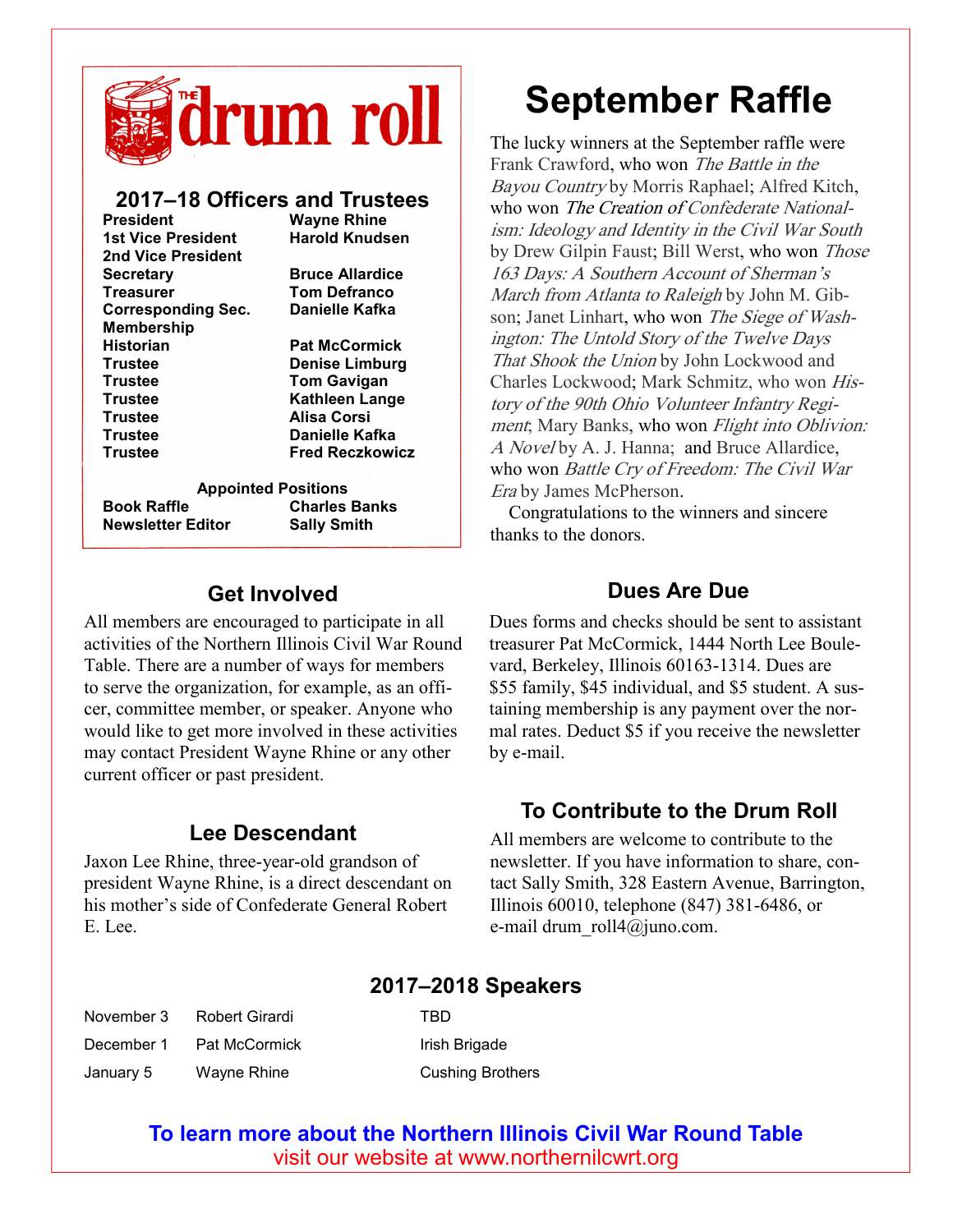# THE drum roll

## 2017–18 Officers and Trustees

| | |
|---|---|
| **President** | **Wayne Rhine** |
| **1st Vice President** | **Harold Knudsen** |
| **2nd Vice President** | |
| **Secretary** | **Bruce Allardice** |
| **Treasurer** | **Tom Defranco** |
| **Corresponding Sec.** | **Danielle Kafka** |
| **Membership** | |
| **Historian** | **Pat McCormick** |
| **Trustee** | **Denise Limburg** |
| **Trustee** | **Tom Gavigan** |
| **Trustee** | **Kathleen Lange** |
| **Trustee** | **Alisa Corsi** |
| **Trustee** | **Danielle Kafka** |
| **Trustee** | **Fred Reczkowicz** |

**Appointed Positions**

| | |
|---|---|
| **Book Raffle** | **Charles Banks** |
| **Newsletter Editor** | **Sally Smith** |

## Get Involved

All members are encouraged to participate in all activities of the Northern Illinois Civil War Round Table. There are a number of ways for members to serve the organization, for example, as an officer, committee member, or speaker. Anyone who would like to get more involved in these activities may contact President Wayne Rhine or any other current officer or past president.

## Lee Descendant

Jaxon Lee Rhine, three-year-old grandson of president Wayne Rhine, is a direct descendant on his mother's side of Confederate General Robert E. Lee.

# September Raffle

The lucky winners at the September raffle were Frank Crawford, who won *The Battle in the Bayou Country* by Morris Raphael; Alfred Kitch, who won *The Creation of Confederate Nationalism: Ideology and Identity in the Civil War South* by Drew Gilpin Faust; Bill Werst, who won *Those 163 Days: A Southern Account of Sherman's March from Atlanta to Raleigh* by John M. Gibson; Janet Linhart, who won *The Siege of Washington: The Untold Story of the Twelve Days That Shook the Union* by John Lockwood and Charles Lockwood; Mark Schmitz, who won *History of the 90th Ohio Volunteer Infantry Regiment*; Mary Banks, who won *Flight into Oblivion: A Novel* by A. J. Hanna; and Bruce Allardice, who won *Battle Cry of Freedom: The Civil War Era* by James McPherson.

Congratulations to the winners and sincere thanks to the donors.

## Dues Are Due

Dues forms and checks should be sent to assistant treasurer Pat McCormick, 1444 North Lee Boulevard, Berkeley, Illinois 60163-1314. Dues are $55 family, $45 individual, and $5 student. A sustaining membership is any payment over the normal rates. Deduct $5 if you receive the newsletter by e-mail.

## To Contribute to the Drum Roll

All members are welcome to contribute to the newsletter. If you have information to share, contact Sally Smith, 328 Eastern Avenue, Barrington, Illinois 60010, telephone (847) 381-6486, or e-mail drum_roll4@juno.com.

## 2017–2018 Speakers

| | | |
|---|---|---|
| November 3 | Robert Girardi | TBD |
| December 1 | Pat McCormick | Irish Brigade |
| January 5 | Wayne Rhine | Cushing Brothers |

**To learn more about the Northern Illinois Civil War Round Table**
visit our website at www.northernilcwrt.org